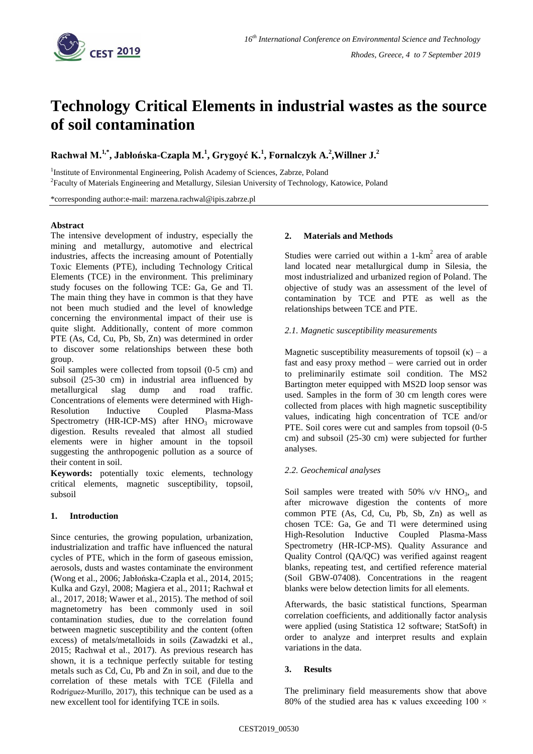# Technology Critical Elements in industrial wastes as the source of soil contamination

**Rachwał M.[1,*], Jabłońska-Czapla M.[1], Grygoyć K.[1], Fornalczyk A.[2], Willner J.[2]**

[1]Institute of Environmental Engineering, Polish Academy of Sciences, Zabrze, Poland

[2]Faculty of Materials Engineering and Metallurgy, Silesian University of Technology, Katowice, Poland

*corresponding author:e-mail: marzena.rachwal@ipis.zabrze.pl

**Abstract**

The intensive development of industry, especially the mining and metallurgy, automotive and electrical industries, affects the increasing amount of Potentially Toxic Elements (PTE), including Technology Critical Elements (TCE) in the environment. This preliminary study focuses on the following TCE: Ga, Ge and Tl. The main thing they have in common is that they have not been much studied and the level of knowledge concerning the environmental impact of their use is quite slight. Additionally, content of more common PTE (As, Cd, Cu, Pb, Sb, Zn) was determined in order to discover some relationships between these both group.

Soil samples were collected from topsoil (0-5 cm) and subsoil (25-30 cm) in industrial area influenced by metallurgical slag dump and road traffic. Concentrations of elements were determined with High-Resolution Inductive Coupled Plasma-Mass Spectrometry (HR-ICP-MS) after $HNO_3$ microwave digestion. Results revealed that almost all studied elements were in higher amount in the topsoil suggesting the anthropogenic pollution as a source of their content in soil.

**Keywords:** potentially toxic elements, technology critical elements, magnetic susceptibility, topsoil, subsoil

## 1. Introduction

Since centuries, the growing population, urbanization, industrialization and traffic have influenced the natural cycles of PTE, which in the form of gaseous emission, aerosols, dusts and wastes contaminate the environment (Wong et al., 2006; Jabłońska-Czapla et al., 2014, 2015; Kulka and Gzyl, 2008; Magiera et al., 2011; Rachwał et al., 2017, 2018; Wawer et al., 2015). The method of soil magnetometry has been commonly used in soil contamination studies, due to the correlation found between magnetic susceptibility and the content (often excess) of metals/metalloids in soils (Zawadzki et al., 2015; Rachwał et al., 2017). As previous research has shown, it is a technique perfectly suitable for testing metals such as Cd, Cu, Pb and Zn in soil, and due to the correlation of these metals with TCE (Filella and Rodríguez-Murillo, 2017), this technique can be used as a new excellent tool for identifying TCE in soils.

## 2. Materials and Methods

Studies were carried out within a 1-km$^2$ area of arable land located near metallurgical dump in Silesia, the most industrialized and urbanized region of Poland. The objective of study was an assessment of the level of contamination by TCE and PTE as well as the relationships between TCE and PTE.

### *2.1. Magnetic susceptibility measurements*

Magnetic susceptibility measurements of topsoil ($\kappa$) – a fast and easy proxy method – were carried out in order to preliminarily estimate soil condition. The MS2 Bartington meter equipped with MS2D loop sensor was used. Samples in the form of 30 cm length cores were collected from places with high magnetic susceptibility values, indicating high concentration of TCE and/or PTE. Soil cores were cut and samples from topsoil (0-5 cm) and subsoil (25-30 cm) were subjected for further analyses.

### *2.2. Geochemical analyses*

Soil samples were treated with 50% v/v $HNO_3$, and after microwave digestion the contents of more common PTE (As, Cd, Cu, Pb, Sb, Zn) as well as chosen TCE: Ga, Ge and Tl were determined using High-Resolution Inductive Coupled Plasma-Mass Spectrometry (HR-ICP-MS). Quality Assurance and Quality Control (QA/QC) was verified against reagent blanks, repeating test, and certified reference material (Soil GBW-07408). Concentrations in the reagent blanks were below detection limits for all elements.

Afterwards, the basic statistical functions, Spearman correlation coefficients, and additionally factor analysis were applied (using Statistica 12 software; StatSoft) in order to analyze and interpret results and explain variations in the data.

## 3. Results

The preliminary field measurements show that above 80% of the studied area has $\kappa$ values exceeding $100 \times$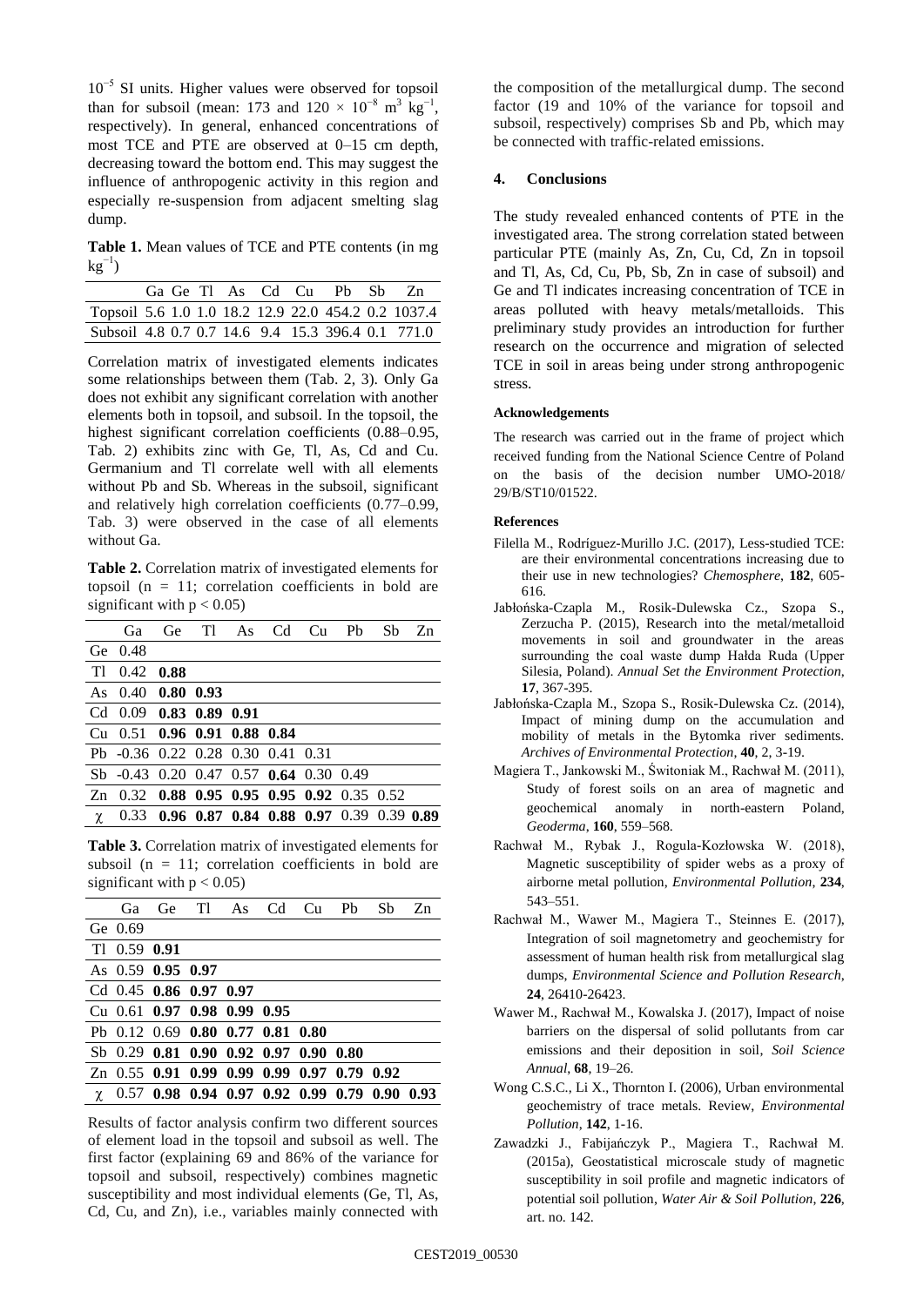$10^{-5}$ SI units. Higher values were observed for topsoil than for subsoil (mean: 173 and 120 × $10^{-8}$ $m^3$ $kg^{-1}$, respectively). In general, enhanced concentrations of most TCE and PTE are observed at 0–15 cm depth, decreasing toward the bottom end. This may suggest the influence of anthropogenic activity in this region and especially re-suspension from adjacent smelting slag dump.

**Table 1.** Mean values of TCE and PTE contents (in mg $kg^{-1}$)

| | Ga | Ge | Tl | As | Cd | Cu | Pb | Sb | Zn |
|---|---|---|---|---|---|---|---|---|---|
| Topsoil | 5.6 | 1.0 | 1.0 | 18.2 | 12.9 | 22.0 | 454.2 | 0.2 | 1037.4 |
| Subsoil | 4.8 | 0.7 | 0.7 | 14.6 | 9.4 | 15.3 | 396.4 | 0.1 | 771.0 |

Correlation matrix of investigated elements indicates some relationships between them (Tab. 2, 3). Only Ga does not exhibit any significant correlation with another elements both in topsoil, and subsoil. In the topsoil, the highest significant correlation coefficients (0.88–0.95, Tab. 2) exhibits zinc with Ge, Tl, As, Cd and Cu. Germanium and Tl correlate well with all elements without Pb and Sb. Whereas in the subsoil, significant and relatively high correlation coefficients (0.77–0.99, Tab. 3) were observed in the case of all elements without Ga.

**Table 2.** Correlation matrix of investigated elements for topsoil (n = 11; correlation coefficients in bold are significant with $p < 0.05$)

| | Ga | Ge | Tl | As | Cd | Cu | Pb | Sb | Zn |
|---|---|---|---|---|---|---|---|---|---|
| Ge | 0.48 | | | | | | | | |
| Tl | 0.42 | **0.88** | | | | | | | |
| As | 0.40 | **0.80** | **0.93** | | | | | | |
| Cd | 0.09 | **0.83** | **0.89** | **0.91** | | | | | |
| Cu | 0.51 | **0.96** | **0.91** | **0.88** | **0.84** | | | | |
| Pb | -0.36 | 0.22 | 0.28 | 0.30 | 0.41 | 0.31 | | | |
| Sb | -0.43 | 0.20 | 0.47 | 0.57 | **0.64** | 0.30 | 0.49 | | |
| Zn | 0.32 | **0.88** | **0.95** | **0.95** | **0.95** | **0.92** | 0.35 | 0.52 | |
| χ | 0.33 | **0.96** | **0.87** | **0.84** | **0.88** | **0.97** | 0.39 | 0.39 | **0.89** |

**Table 3.** Correlation matrix of investigated elements for subsoil (n = 11; correlation coefficients in bold are significant with $p < 0.05$)

| | Ga | Ge | Tl | As | Cd | Cu | Pb | Sb | Zn |
|---|---|---|---|---|---|---|---|---|---|
| Ge | 0.69 | | | | | | | | |
| Tl | 0.59 | **0.91** | | | | | | | |
| As | 0.59 | **0.95** | **0.97** | | | | | | |
| Cd | 0.45 | **0.86** | **0.97** | **0.97** | | | | | |
| Cu | 0.61 | **0.97** | **0.98** | **0.99** | **0.95** | | | | |
| Pb | 0.12 | 0.69 | **0.80** | **0.77** | **0.81** | **0.80** | | | |
| Sb | 0.29 | **0.81** | **0.90** | **0.92** | **0.97** | **0.90** | **0.80** | | |
| Zn | 0.55 | **0.91** | **0.99** | **0.99** | **0.99** | **0.97** | **0.79** | **0.92** | |
| χ | 0.57 | **0.98** | **0.94** | **0.97** | **0.92** | **0.99** | **0.79** | **0.90** | **0.93** |

Results of factor analysis confirm two different sources of element load in the topsoil and subsoil as well. The first factor (explaining 69 and 86% of the variance for topsoil and subsoil, respectively) combines magnetic susceptibility and most individual elements (Ge, Tl, As, Cd, Cu, and Zn), i.e., variables mainly connected with the composition of the metallurgical dump. The second factor (19 and 10% of the variance for topsoil and subsoil, respectively) comprises Sb and Pb, which may be connected with traffic-related emissions.

## 4. Conclusions

The study revealed enhanced contents of PTE in the investigated area. The strong correlation stated between particular PTE (mainly As, Zn, Cu, Cd, Zn in topsoil and Tl, As, Cd, Cu, Pb, Sb, Zn in case of subsoil) and Ge and Tl indicates increasing concentration of TCE in areas polluted with heavy metals/metalloids. This preliminary study provides an introduction for further research on the occurrence and migration of selected TCE in soil in areas being under strong anthropogenic stress.

### Acknowledgements

The research was carried out in the frame of project which received funding from the National Science Centre of Poland on the basis of the decision number UMO-2018/ 29/B/ST10/01522.

### References

Filella M., Rodríguez-Murillo J.C. (2017), Less-studied TCE: are their environmental concentrations increasing due to their use in new technologies? *Chemosphere*, **182**, 605-616.

Jabłońska-Czapla M., Rosik-Dulewska Cz., Szopa S., Zerzucha P. (2015), Research into the metal/metalloid movements in soil and groundwater in the areas surrounding the coal waste dump Hałda Ruda (Upper Silesia, Poland). *Annual Set the Environment Protection*, **17**, 367-395.

Jabłońska-Czapla M., Szopa S., Rosik-Dulewska Cz. (2014), Impact of mining dump on the accumulation and mobility of metals in the Bytomka river sediments. *Archives of Environmental Protection*, **40**, 2, 3-19.

Magiera T., Jankowski M., Świtoniak M., Rachwał M. (2011), Study of forest soils on an area of magnetic and geochemical anomaly in north-eastern Poland, *Geoderma*, **160**, 559–568.

Rachwał M., Rybak J., Rogula-Kozłowska W. (2018), Magnetic susceptibility of spider webs as a proxy of airborne metal pollution, *Environmental Pollution*, **234**, 543–551.

Rachwał M., Wawer M., Magiera T., Steinnes E. (2017), Integration of soil magnetometry and geochemistry for assessment of human health risk from metallurgical slag dumps, *Environmental Science and Pollution Research*, **24**, 26410-26423.

Wawer M., Rachwał M., Kowalska J. (2017), Impact of noise barriers on the dispersal of solid pollutants from car emissions and their deposition in soil, *Soil Science Annual*, **68**, 19–26.

Wong C.S.C., Li X., Thornton I. (2006), Urban environmental geochemistry of trace metals. Review, *Environmental Pollution*, **142**, 1-16.

Zawadzki J., Fabijańczyk P., Magiera T., Rachwał M. (2015a), Geostatistical microscale study of magnetic susceptibility in soil profile and magnetic indicators of potential soil pollution, *Water Air & Soil Pollution*, **226**, art. no. 142.